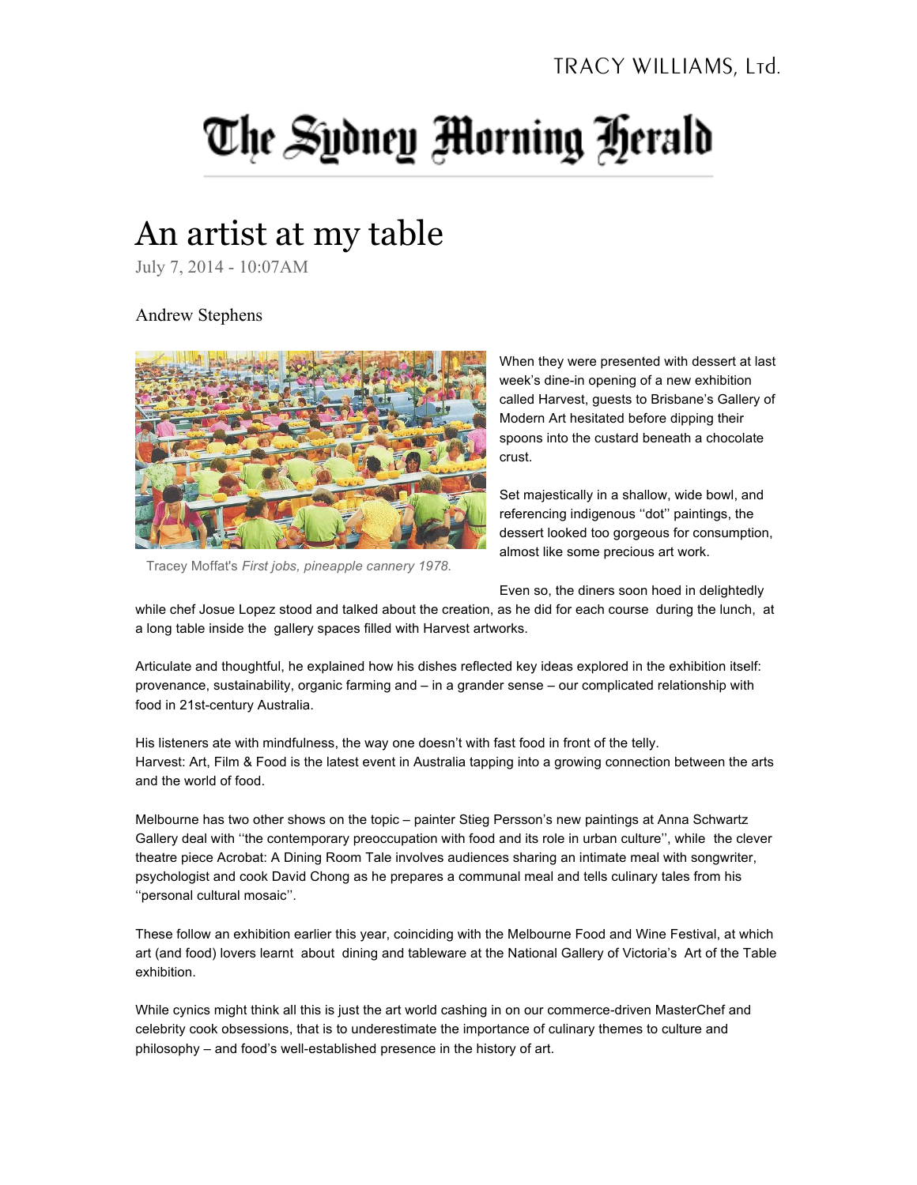TRACY WILLIAMS, Ltd.

The Sydney Morning Herald

# An artist at my table

July 7, 2014 - 10:07AM

Andrew Stephens

Tracey Moffat's *First jobs, pineapple cannery 1978.*

When they were presented with dessert at last week's dine-in opening of a new exhibition called Harvest, guests to Brisbane's Gallery of Modern Art hesitated before dipping their spoons into the custard beneath a chocolate crust.

Set majestically in a shallow, wide bowl, and referencing indigenous ''dot'' paintings, the dessert looked too gorgeous for consumption, almost like some precious art work.

Even so, the diners soon hoed in delightedly while chef Josue Lopez stood and talked about the creation, as he did for each course during the lunch, at a long table inside the gallery spaces filled with Harvest artworks.

Articulate and thoughtful, he explained how his dishes reflected key ideas explored in the exhibition itself: provenance, sustainability, organic farming and – in a grander sense – our complicated relationship with food in 21st-century Australia.

His listeners ate with mindfulness, the way one doesn't with fast food in front of the telly.
Harvest: Art, Film & Food is the latest event in Australia tapping into a growing connection between the arts and the world of food.

Melbourne has two other shows on the topic – painter Stieg Persson's new paintings at Anna Schwartz Gallery deal with ''the contemporary preoccupation with food and its role in urban culture'', while the clever theatre piece Acrobat: A Dining Room Tale involves audiences sharing an intimate meal with songwriter, psychologist and cook David Chong as he prepares a communal meal and tells culinary tales from his ''personal cultural mosaic''.

These follow an exhibition earlier this year, coinciding with the Melbourne Food and Wine Festival, at which art (and food) lovers learnt about dining and tableware at the National Gallery of Victoria's Art of the Table exhibition.

While cynics might think all this is just the art world cashing in on our commerce-driven MasterChef and celebrity cook obsessions, that is to underestimate the importance of culinary themes to culture and philosophy – and food's well-established presence in the history of art.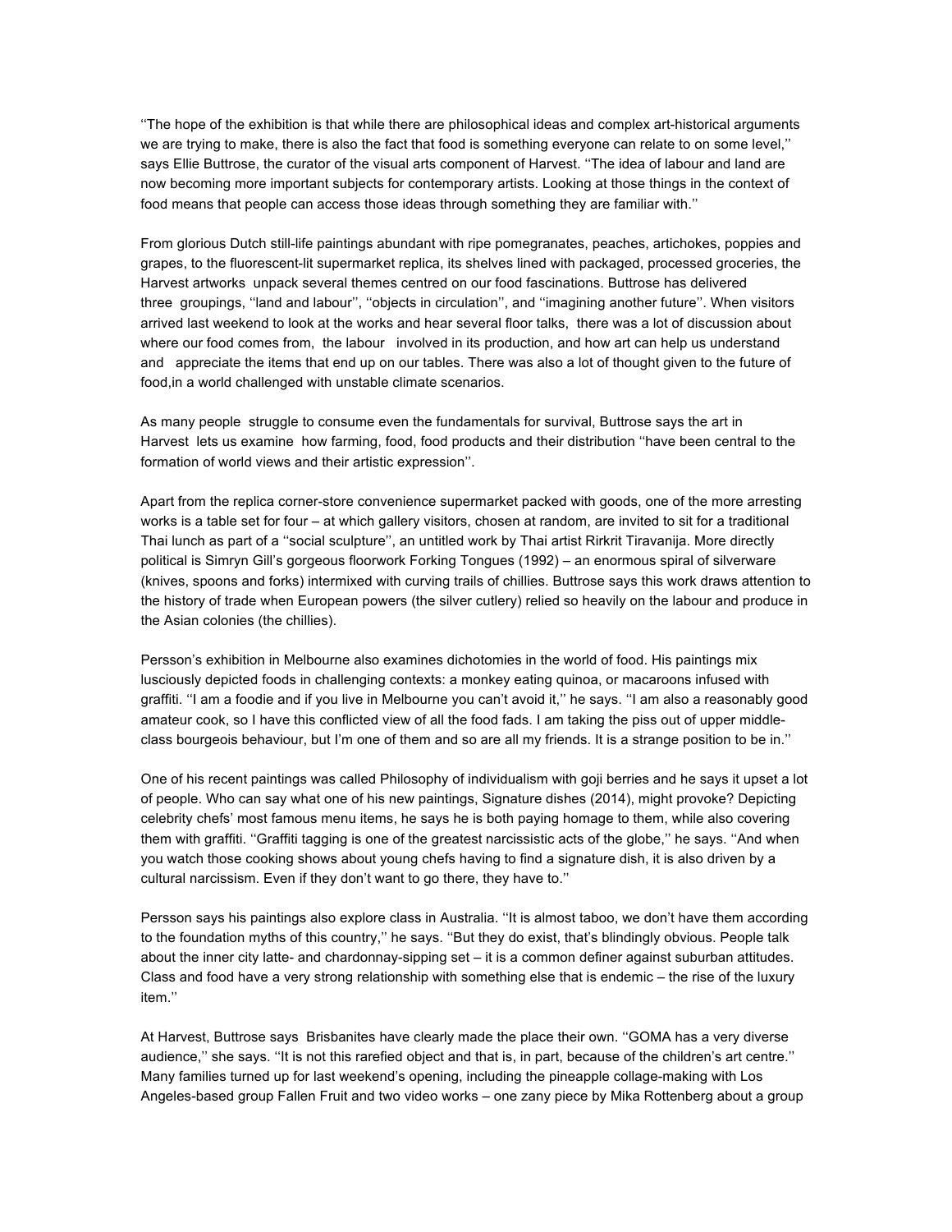''The hope of the exhibition is that while there are philosophical ideas and complex art-historical arguments we are trying to make, there is also the fact that food is something everyone can relate to on some level,'' says Ellie Buttrose, the curator of the visual arts component of Harvest. ''The idea of labour and land are now becoming more important subjects for contemporary artists. Looking at those things in the context of food means that people can access those ideas through something they are familiar with.''

From glorious Dutch still-life paintings abundant with ripe pomegranates, peaches, artichokes, poppies and grapes, to the fluorescent-lit supermarket replica, its shelves lined with packaged, processed groceries, the Harvest artworks unpack several themes centred on our food fascinations. Buttrose has delivered three groupings, ''land and labour'', ''objects in circulation'', and ''imagining another future''. When visitors arrived last weekend to look at the works and hear several floor talks, there was a lot of discussion about where our food comes from, the labour involved in its production, and how art can help us understand and appreciate the items that end up on our tables. There was also a lot of thought given to the future of food,in a world challenged with unstable climate scenarios.

As many people struggle to consume even the fundamentals for survival, Buttrose says the art in Harvest lets us examine how farming, food, food products and their distribution ''have been central to the formation of world views and their artistic expression''.

Apart from the replica corner-store convenience supermarket packed with goods, one of the more arresting works is a table set for four – at which gallery visitors, chosen at random, are invited to sit for a traditional Thai lunch as part of a ''social sculpture'', an untitled work by Thai artist Rirkrit Tiravanija. More directly political is Simryn Gill's gorgeous floorwork Forking Tongues (1992) – an enormous spiral of silverware (knives, spoons and forks) intermixed with curving trails of chillies. Buttrose says this work draws attention to the history of trade when European powers (the silver cutlery) relied so heavily on the labour and produce in the Asian colonies (the chillies).

Persson's exhibition in Melbourne also examines dichotomies in the world of food. His paintings mix lusciously depicted foods in challenging contexts: a monkey eating quinoa, or macaroons infused with graffiti. ''I am a foodie and if you live in Melbourne you can't avoid it,'' he says. ''I am also a reasonably good amateur cook, so I have this conflicted view of all the food fads. I am taking the piss out of upper middle-class bourgeois behaviour, but I'm one of them and so are all my friends. It is a strange position to be in.''

One of his recent paintings was called Philosophy of individualism with goji berries and he says it upset a lot of people. Who can say what one of his new paintings, Signature dishes (2014), might provoke? Depicting celebrity chefs' most famous menu items, he says he is both paying homage to them, while also covering them with graffiti. ''Graffiti tagging is one of the greatest narcissistic acts of the globe,'' he says. ''And when you watch those cooking shows about young chefs having to find a signature dish, it is also driven by a cultural narcissism. Even if they don't want to go there, they have to.''

Persson says his paintings also explore class in Australia. ''It is almost taboo, we don't have them according to the foundation myths of this country,'' he says. ''But they do exist, that's blindingly obvious. People talk about the inner city latte- and chardonnay-sipping set – it is a common definer against suburban attitudes. Class and food have a very strong relationship with something else that is endemic – the rise of the luxury item.''

At Harvest, Buttrose says Brisbanites have clearly made the place their own. ''GOMA has a very diverse audience,'' she says. ''It is not this rarefied object and that is, in part, because of the children's art centre.'' Many families turned up for last weekend's opening, including the pineapple collage-making with Los Angeles-based group Fallen Fruit and two video works – one zany piece by Mika Rottenberg about a group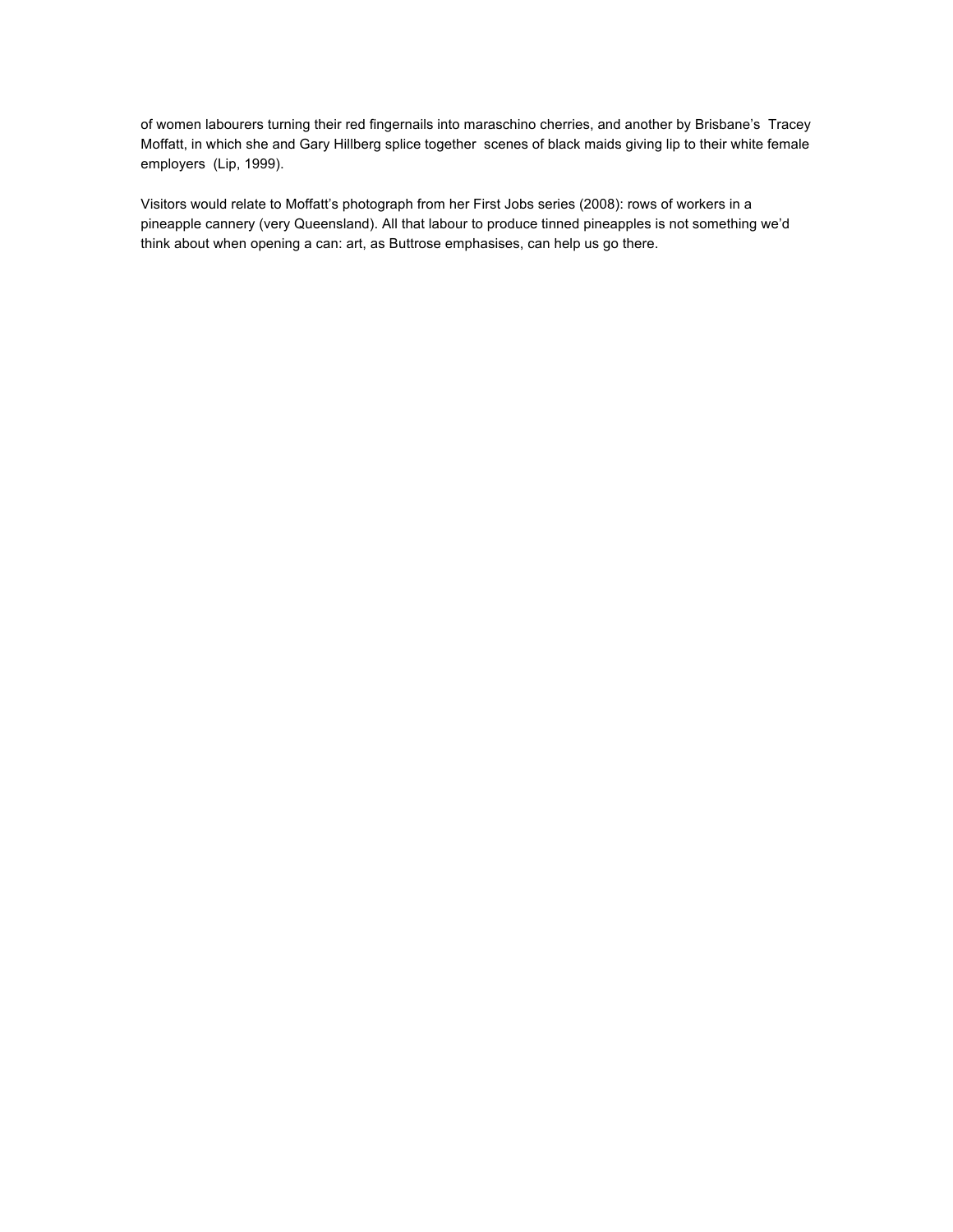of women labourers turning their red fingernails into maraschino cherries, and another by Brisbane's Tracey Moffatt, in which she and Gary Hillberg splice together scenes of black maids giving lip to their white female employers (Lip, 1999).

Visitors would relate to Moffatt's photograph from her First Jobs series (2008): rows of workers in a pineapple cannery (very Queensland). All that labour to produce tinned pineapples is not something we'd think about when opening a can: art, as Buttrose emphasises, can help us go there.